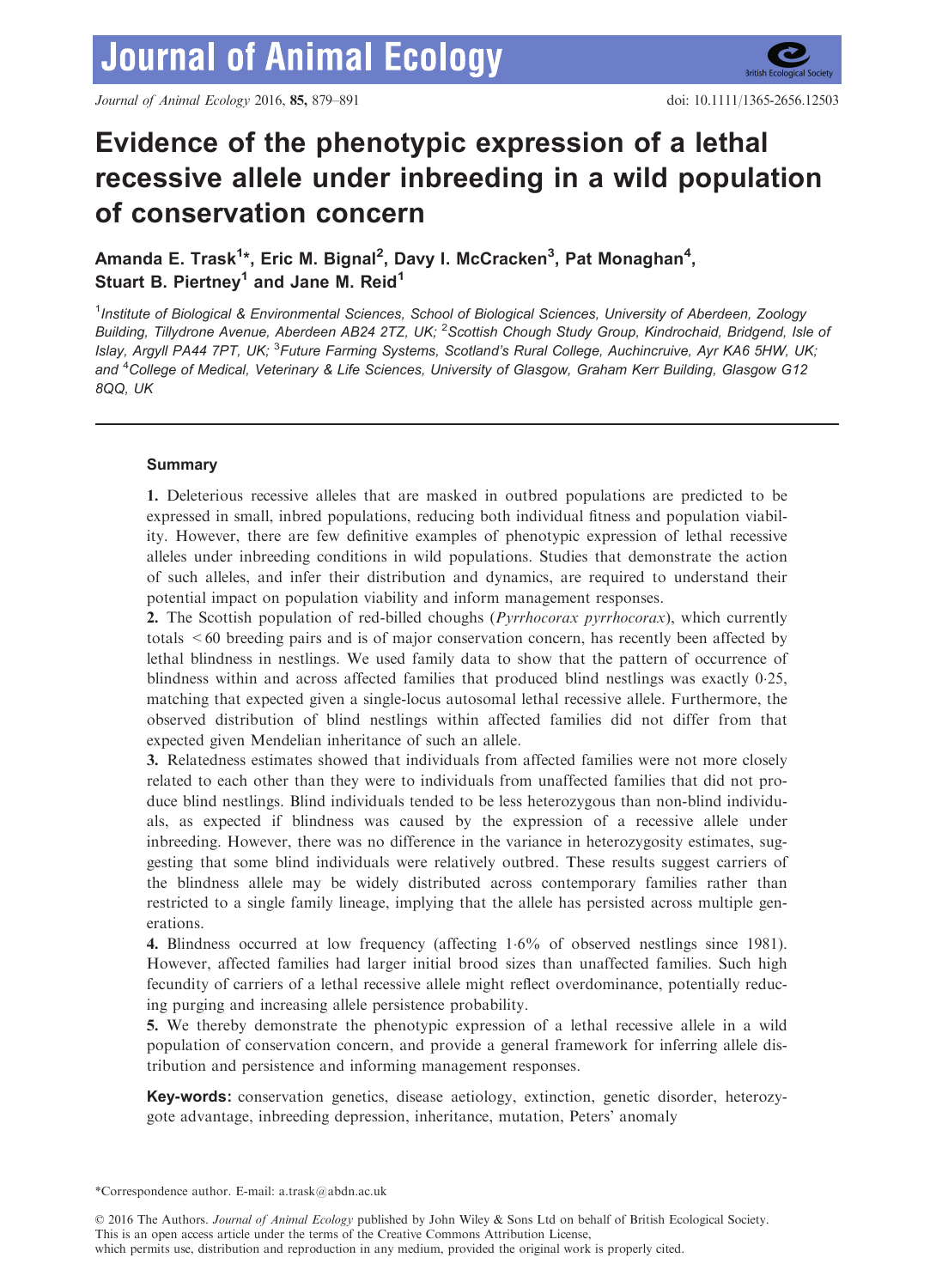# Evidence of the phenotypic expression of a lethal recessive allele under inbreeding in a wild population of conservation concern

**Amanda E. Trask[1]\*, Eric M. Bignal[2], Davy I. McCracken[3], Pat Monaghan[4], Stuart B. Piertney[1] and Jane M. Reid[1]**

[1]*Institute of Biological & Environmental Sciences, School of Biological Sciences, University of Aberdeen, Zoology Building, Tillydrone Avenue, Aberdeen AB24 2TZ, UK;* [2]*Scottish Chough Study Group, Kindrochaid, Bridgend, Isle of Islay, Argyll PA44 7PT, UK;* [3]*Future Farming Systems, Scotland's Rural College, Auchincruive, Ayr KA6 5HW, UK; and* [4]*College of Medical, Veterinary & Life Sciences, University of Glasgow, Graham Kerr Building, Glasgow G12 8QQ, UK*

## Summary

**1.** Deleterious recessive alleles that are masked in outbred populations are predicted to be expressed in small, inbred populations, reducing both individual fitness and population viability. However, there are few definitive examples of phenotypic expression of lethal recessive alleles under inbreeding conditions in wild populations. Studies that demonstrate the action of such alleles, and infer their distribution and dynamics, are required to understand their potential impact on population viability and inform management responses.

**2.** The Scottish population of red-billed choughs (*Pyrrhocorax pyrrhocorax*), which currently totals <60 breeding pairs and is of major conservation concern, has recently been affected by lethal blindness in nestlings. We used family data to show that the pattern of occurrence of blindness within and across affected families that produced blind nestlings was exactly 0·25, matching that expected given a single-locus autosomal lethal recessive allele. Furthermore, the observed distribution of blind nestlings within affected families did not differ from that expected given Mendelian inheritance of such an allele.

**3.** Relatedness estimates showed that individuals from affected families were not more closely related to each other than they were to individuals from unaffected families that did not produce blind nestlings. Blind individuals tended to be less heterozygous than non-blind individuals, as expected if blindness was caused by the expression of a recessive allele under inbreeding. However, there was no difference in the variance in heterozygosity estimates, suggesting that some blind individuals were relatively outbred. These results suggest carriers of the blindness allele may be widely distributed across contemporary families rather than restricted to a single family lineage, implying that the allele has persisted across multiple generations.

**4.** Blindness occurred at low frequency (affecting 1·6% of observed nestlings since 1981). However, affected families had larger initial brood sizes than unaffected families. Such high fecundity of carriers of a lethal recessive allele might reflect overdominance, potentially reducing purging and increasing allele persistence probability.

**5.** We thereby demonstrate the phenotypic expression of a lethal recessive allele in a wild population of conservation concern, and provide a general framework for inferring allele distribution and persistence and informing management responses.

**Key-words:** conservation genetics, disease aetiology, extinction, genetic disorder, heterozygote advantage, inbreeding depression, inheritance, mutation, Peters' anomaly

\*Correspondence author. E-mail: a.trask@abdn.ac.uk

© 2016 The Authors. *Journal of Animal Ecology* published by John Wiley & Sons Ltd on behalf of British Ecological Society. This is an open access article under the terms of the Creative Commons Attribution License, which permits use, distribution and reproduction in any medium, provided the original work is properly cited.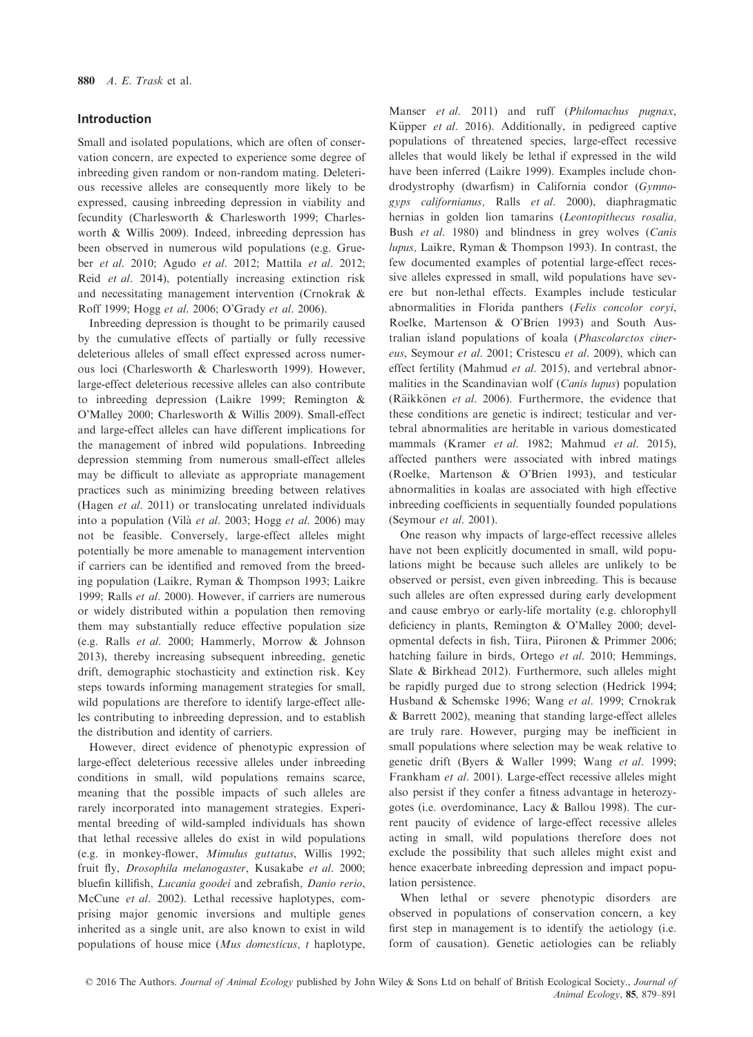## Introduction

Small and isolated populations, which are often of conservation concern, are expected to experience some degree of inbreeding given random or non-random mating. Deleterious recessive alleles are consequently more likely to be expressed, causing inbreeding depression in viability and fecundity (Charlesworth & Charlesworth 1999; Charlesworth & Willis 2009). Indeed, inbreeding depression has been observed in numerous wild populations (e.g. Grueber *et al.* 2010; Agudo *et al.* 2012; Mattila *et al.* 2012; Reid *et al.* 2014), potentially increasing extinction risk and necessitating management intervention (Crnokrak & Roff 1999; Hogg *et al.* 2006; O'Grady *et al.* 2006).

Inbreeding depression is thought to be primarily caused by the cumulative effects of partially or fully recessive deleterious alleles of small effect expressed across numerous loci (Charlesworth & Charlesworth 1999). However, large-effect deleterious recessive alleles can also contribute to inbreeding depression (Laikre 1999; Remington & O'Malley 2000; Charlesworth & Willis 2009). Small-effect and large-effect alleles can have different implications for the management of inbred wild populations. Inbreeding depression stemming from numerous small-effect alleles may be difficult to alleviate as appropriate management practices such as minimizing breeding between relatives (Hagen *et al.* 2011) or translocating unrelated individuals into a population (Vilà *et al.* 2003; Hogg *et al.* 2006) may not be feasible. Conversely, large-effect alleles might potentially be more amenable to management intervention if carriers can be identified and removed from the breeding population (Laikre, Ryman & Thompson 1993; Laikre 1999; Ralls *et al.* 2000). However, if carriers are numerous or widely distributed within a population then removing them may substantially reduce effective population size (e.g. Ralls *et al.* 2000; Hammerly, Morrow & Johnson 2013), thereby increasing subsequent inbreeding, genetic drift, demographic stochasticity and extinction risk. Key steps towards informing management strategies for small, wild populations are therefore to identify large-effect alleles contributing to inbreeding depression, and to establish the distribution and identity of carriers.

However, direct evidence of phenotypic expression of large-effect deleterious recessive alleles under inbreeding conditions in small, wild populations remains scarce, meaning that the possible impacts of such alleles are rarely incorporated into management strategies. Experimental breeding of wild-sampled individuals has shown that lethal recessive alleles do exist in wild populations (e.g. in monkey-flower, *Mimulus guttatus*, Willis 1992; fruit fly, *Drosophila melanogaster*, Kusakabe *et al.* 2000; bluefin killifish, *Lucania goodei* and zebrafish, *Danio rerio*, McCune *et al.* 2002). Lethal recessive haplotypes, comprising major genomic inversions and multiple genes inherited as a single unit, are also known to exist in wild populations of house mice (*Mus domesticus*, *t* haplotype, Manser *et al.* 2011) and ruff (*Philomachus pugnax*, Küpper *et al.* 2016). Additionally, in pedigreed captive populations of threatened species, large-effect recessive alleles that would likely be lethal if expressed in the wild have been inferred (Laikre 1999). Examples include chondrodystrophy (dwarfism) in California condor (*Gymnogyps californianus*, Ralls *et al.* 2000), diaphragmatic hernias in golden lion tamarins (*Leontopithecus rosalia*, Bush *et al.* 1980) and blindness in grey wolves (*Canis lupus*, Laikre, Ryman & Thompson 1993). In contrast, the few documented examples of potential large-effect recessive alleles expressed in small, wild populations have severe but non-lethal effects. Examples include testicular abnormalities in Florida panthers (*Felis concolor coryi*, Roelke, Martenson & O'Brien 1993) and South Australian island populations of koala (*Phascolarctos cinereus*, Seymour *et al.* 2001; Cristescu *et al.* 2009), which can effect fertility (Mahmud *et al.* 2015), and vertebral abnormalities in the Scandinavian wolf (*Canis lupus*) population (Räikkönen *et al.* 2006). Furthermore, the evidence that these conditions are genetic is indirect; testicular and vertebral abnormalities are heritable in various domesticated mammals (Kramer *et al.* 1982; Mahmud *et al.* 2015), affected panthers were associated with inbred matings (Roelke, Martenson & O'Brien 1993), and testicular abnormalities in koalas are associated with high effective inbreeding coefficients in sequentially founded populations (Seymour *et al.* 2001).

One reason why impacts of large-effect recessive alleles have not been explicitly documented in small, wild populations might be because such alleles are unlikely to be observed or persist, even given inbreeding. This is because such alleles are often expressed during early development and cause embryo or early-life mortality (e.g. chlorophyll deficiency in plants, Remington & O'Malley 2000; developmental defects in fish, Tiira, Piironen & Primmer 2006; hatching failure in birds, Ortego *et al.* 2010; Hemmings, Slate & Birkhead 2012). Furthermore, such alleles might be rapidly purged due to strong selection (Hedrick 1994; Husband & Schemske 1996; Wang *et al.* 1999; Crnokrak & Barrett 2002), meaning that standing large-effect alleles are truly rare. However, purging may be inefficient in small populations where selection may be weak relative to genetic drift (Byers & Waller 1999; Wang *et al.* 1999; Frankham *et al.* 2001). Large-effect recessive alleles might also persist if they confer a fitness advantage in heterozygotes (i.e. overdominance, Lacy & Ballou 1998). The current paucity of evidence of large-effect recessive alleles acting in small, wild populations therefore does not exclude the possibility that such alleles might exist and hence exacerbate inbreeding depression and impact population persistence.

When lethal or severe phenotypic disorders are observed in populations of conservation concern, a key first step in management is to identify the aetiology (i.e. form of causation). Genetic aetiologies can be reliably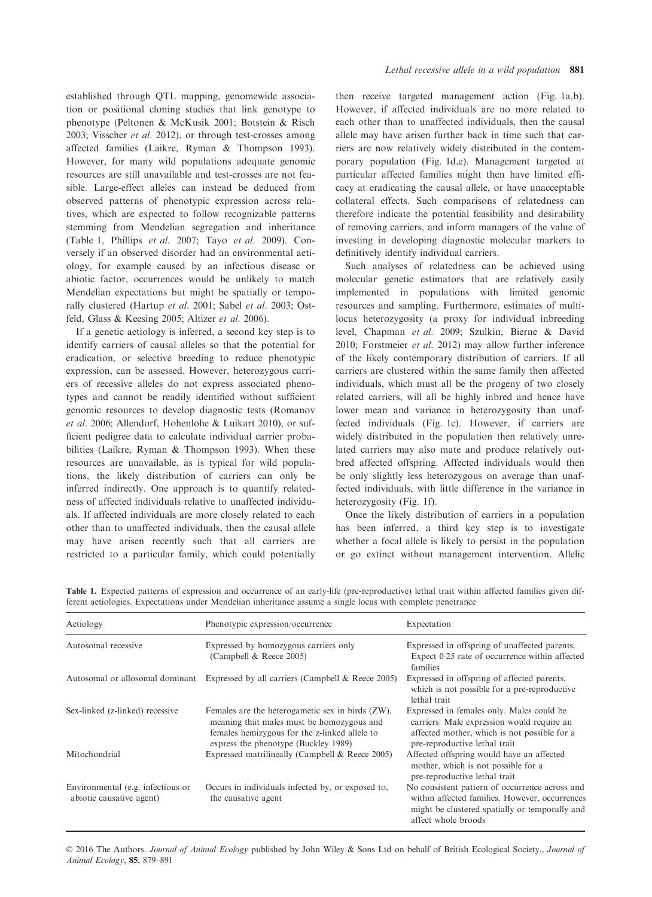established through QTL mapping, genomewide association or positional cloning studies that link genotype to phenotype (Peltonen & McKusik 2001; Botstein & Risch 2003; Visscher *et al*. 2012), or through test-crosses among affected families (Laikre, Ryman & Thompson 1993). However, for many wild populations adequate genomic resources are still unavailable and test-crosses are not feasible. Large-effect alleles can instead be deduced from observed patterns of phenotypic expression across relatives, which are expected to follow recognizable patterns stemming from Mendelian segregation and inheritance (Table 1, Phillips *et al*. 2007; Tayo *et al*. 2009). Conversely if an observed disorder had an environmental aetiology, for example caused by an infectious disease or abiotic factor, occurrences would be unlikely to match Mendelian expectations but might be spatially or temporally clustered (Hartup *et al*. 2001; Sabel *et al*. 2003; Ostfeld, Glass & Keesing 2005; Altizer *et al*. 2006).

If a genetic aetiology is inferred, a second key step is to identify carriers of causal alleles so that the potential for eradication, or selective breeding to reduce phenotypic expression, can be assessed. However, heterozygous carriers of recessive alleles do not express associated phenotypes and cannot be readily identified without sufficient genomic resources to develop diagnostic tests (Romanov *et al*. 2006; Allendorf, Hohenlohe & Luikart 2010), or sufficient pedigree data to calculate individual carrier probabilities (Laikre, Ryman & Thompson 1993). When these resources are unavailable, as is typical for wild populations, the likely distribution of carriers can only be inferred indirectly. One approach is to quantify relatedness of affected individuals relative to unaffected individuals. If affected individuals are more closely related to each other than to unaffected individuals, then the causal allele may have arisen recently such that all carriers are restricted to a particular family, which could potentially then receive targeted management action (Fig. 1a,b). However, if affected individuals are no more related to each other than to unaffected individuals, then the causal allele may have arisen further back in time such that carriers are now relatively widely distributed in the contemporary population (Fig. 1d,e). Management targeted at particular affected families might then have limited efficacy at eradicating the causal allele, or have unacceptable collateral effects. Such comparisons of relatedness can therefore indicate the potential feasibility and desirability of removing carriers, and inform managers of the value of investing in developing diagnostic molecular markers to definitively identify individual carriers.

Such analyses of relatedness can be achieved using molecular genetic estimators that are relatively easily implemented in populations with limited genomic resources and sampling. Furthermore, estimates of multilocus heterozygosity (a proxy for individual inbreeding level, Chapman *et al*. 2009; Szulkin, Bierne & David 2010; Forstmeier *et al*. 2012) may allow further inference of the likely contemporary distribution of carriers. If all carriers are clustered within the same family then affected individuals, which must all be the progeny of two closely related carriers, will all be highly inbred and hence have lower mean and variance in heterozygosity than unaffected individuals (Fig. 1c). However, if carriers are widely distributed in the population then relatively unrelated carriers may also mate and produce relatively outbred affected offspring. Affected individuals would then be only slightly less heterozygous on average than unaffected individuals, with little difference in the variance in heterozygosity (Fig. 1f).

Once the likely distribution of carriers in a population has been inferred, a third key step is to investigate whether a focal allele is likely to persist in the population or go extinct without management intervention. Allelic

**Table 1.** Expected patterns of expression and occurrence of an early-life (pre-reproductive) lethal trait within affected families given different aetiologies. Expectations under Mendelian inheritance assume a single locus with complete penetrance

| Aetiology | Phenotypic expression/occurrence | Expectation |
|---|---|---|
| Autosomal recessive | Expressed by homozygous carriers only (Campbell & Reece 2005) | Expressed in offspring of unaffected parents. Expect 0·25 rate of occurrence within affected families |
| Autosomal or allosomal dominant | Expressed by all carriers (Campbell & Reece 2005) | Expressed in offspring of affected parents, which is not possible for a pre-reproductive lethal trait |
| Sex-linked (z-linked) recessive | Females are the heterogametic sex in birds (ZW), meaning that males must be homozygous and females hemizygous for the z-linked allele to express the phenotype (Buckley 1989) | Expressed in females only. Males could be carriers. Male expression would require an affected mother, which is not possible for a pre-reproductive lethal trait |
| Mitochondrial | Expressed matrilineally (Campbell & Reece 2005) | Affected offspring would have an affected mother, which is not possible for a pre-reproductive lethal trait |
| Environmental (e.g. infectious or abiotic causative agent) | Occurs in individuals infected by, or exposed to, the causative agent | No consistent pattern of occurrence across and within affected families. However, occurrences might be clustered spatially or temporally and affect whole broods |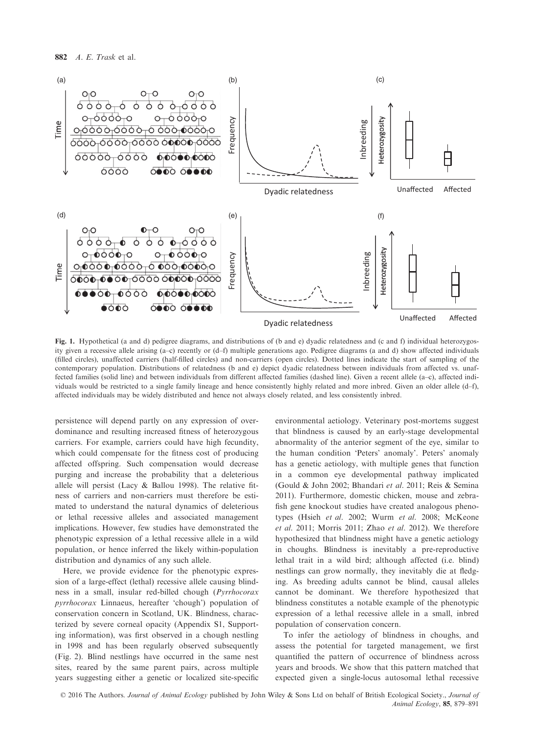(a)

Time

(b)

Frequency

Dyadic relatedness

(c)

Inbreeding

Heterozygosity

Unaffected

Affected

(d)

Time

(e)

Frequency

Dyadic relatedness

(f)

Inbreeding

Heterozygosity

Unaffected

Affected

**Fig. 1.** Hypothetical (a and d) pedigree diagrams, and distributions of (b and e) dyadic relatedness and (c and f) individual heterozygosity given a recessive allele arising (a–c) recently or (d–f) multiple generations ago. Pedigree diagrams (a and d) show affected individuals (filled circles), unaffected carriers (half-filled circles) and non-carriers (open circles). Dotted lines indicate the start of sampling of the contemporary population. Distributions of relatedness (b and e) depict dyadic relatedness between individuals from affected vs. unaffected families (solid line) and between individuals from different affected families (dashed line). Given a recent allele (a–c), affected individuals would be restricted to a single family lineage and hence consistently highly related and more inbred. Given an older allele (d–f), affected individuals may be widely distributed and hence not always closely related, and less consistently inbred.

persistence will depend partly on any expression of overdominance and resulting increased fitness of heterozygous carriers. For example, carriers could have high fecundity, which could compensate for the fitness cost of producing affected offspring. Such compensation would decrease purging and increase the probability that a deleterious allele will persist (Lacy & Ballou 1998). The relative fitness of carriers and non-carriers must therefore be estimated to understand the natural dynamics of deleterious or lethal recessive alleles and associated management implications. However, few studies have demonstrated the phenotypic expression of a lethal recessive allele in a wild population, or hence inferred the likely within-population distribution and dynamics of any such allele.

Here, we provide evidence for the phenotypic expression of a large-effect (lethal) recessive allele causing blindness in a small, insular red-billed chough (*Pyrrhocorax pyrrhocorax* Linnaeus, hereafter 'chough') population of conservation concern in Scotland, UK. Blindness, characterized by severe corneal opacity (Appendix S1, Supporting information), was first observed in a chough nestling in 1998 and has been regularly observed subsequently (Fig. 2). Blind nestlings have occurred in the same nest sites, reared by the same parent pairs, across multiple years suggesting either a genetic or localized site-specific environmental aetiology. Veterinary post-mortems suggest that blindness is caused by an early-stage developmental abnormality of the anterior segment of the eye, similar to the human condition 'Peters' anomaly'. Peters' anomaly has a genetic aetiology, with multiple genes that function in a common eye developmental pathway implicated (Gould & John 2002; Bhandari *et al.* 2011; Reis & Semina 2011). Furthermore, domestic chicken, mouse and zebrafish gene knockout studies have created analogous phenotypes (Hsieh *et al.* 2002; Wurm *et al.* 2008; McKeone *et al.* 2011; Morris 2011; Zhao *et al.* 2012). We therefore hypothesized that blindness might have a genetic aetiology in choughs. Blindness is inevitably a pre-reproductive lethal trait in a wild bird; although affected (i.e. blind) nestlings can grow normally, they inevitably die at fledging. As breeding adults cannot be blind, causal alleles cannot be dominant. We therefore hypothesized that blindness constitutes a notable example of the phenotypic expression of a lethal recessive allele in a small, inbred population of conservation concern.

To infer the aetiology of blindness in choughs, and assess the potential for targeted management, we first quantified the pattern of occurrence of blindness across years and broods. We show that this pattern matched that expected given a single-locus autosomal lethal recessive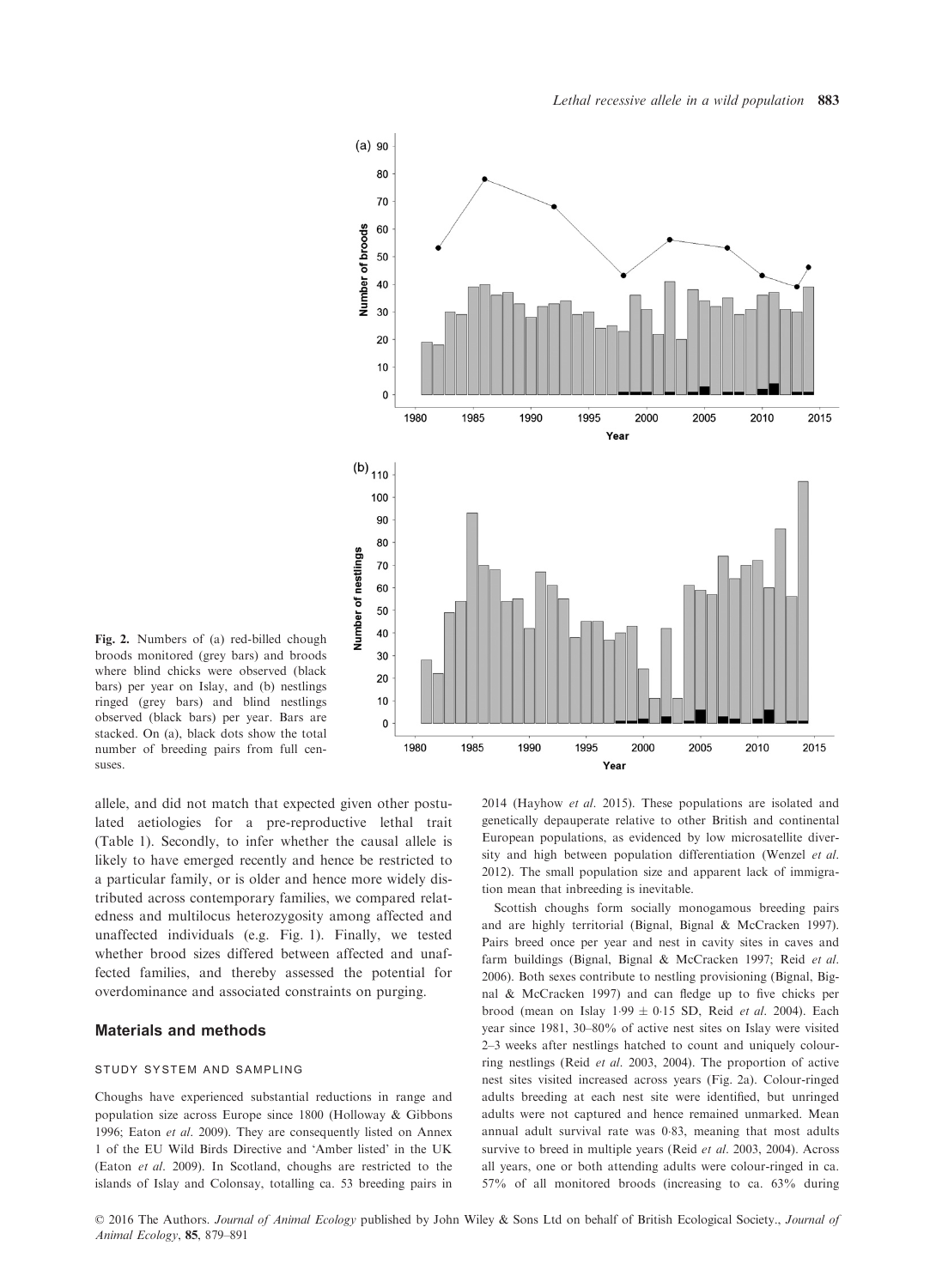Fig. 2. Numbers of (a) red-billed chough broods monitored (grey bars) and broods where blind chicks were observed (black bars) per year on Islay, and (b) nestlings ringed (grey bars) and blind nestlings observed (black bars) per year. Bars are stacked. On (a), black dots show the total number of breeding pairs from full censuses.

allele, and did not match that expected given other postulated aetiologies for a pre-reproductive lethal trait (Table 1). Secondly, to infer whether the causal allele is likely to have emerged recently and hence be restricted to a particular family, or is older and hence more widely distributed across contemporary families, we compared relatedness and multilocus heterozygosity among affected and unaffected individuals (e.g. Fig. 1). Finally, we tested whether brood sizes differed between affected and unaffected families, and thereby assessed the potential for overdominance and associated constraints on purging.

## Materials and methods

### STUDY SYSTEM AND SAMPLING

Choughs have experienced substantial reductions in range and population size across Europe since 1800 (Holloway & Gibbons 1996; Eaton *et al*. 2009). They are consequently listed on Annex 1 of the EU Wild Birds Directive and 'Amber listed' in the UK (Eaton *et al*. 2009). In Scotland, choughs are restricted to the islands of Islay and Colonsay, totalling ca. 53 breeding pairs in 2014 (Hayhow *et al*. 2015). These populations are isolated and genetically depauperate relative to other British and continental European populations, as evidenced by low microsatellite diversity and high between population differentiation (Wenzel *et al*. 2012). The small population size and apparent lack of immigration mean that inbreeding is inevitable.

Scottish choughs form socially monogamous breeding pairs and are highly territorial (Bignal, Bignal & McCracken 1997). Pairs breed once per year and nest in cavity sites in caves and farm buildings (Bignal, Bignal & McCracken 1997; Reid *et al*. 2006). Both sexes contribute to nestling provisioning (Bignal, Bignal & McCracken 1997) and can fledge up to five chicks per brood (mean on Islay 1·99 ± 0·15 SD, Reid *et al*. 2004). Each year since 1981, 30–80% of active nest sites on Islay were visited 2–3 weeks after nestlings hatched to count and uniquely colour-ring nestlings (Reid *et al*. 2003, 2004). The proportion of active nest sites visited increased across years (Fig. 2a). Colour-ringed adults breeding at each nest site were identified, but unringed adults were not captured and hence remained unmarked. Mean annual adult survival rate was 0·83, meaning that most adults survive to breed in multiple years (Reid *et al*. 2003, 2004). Across all years, one or both attending adults were colour-ringed in ca. 57% of all monitored broods (increasing to ca. 63% during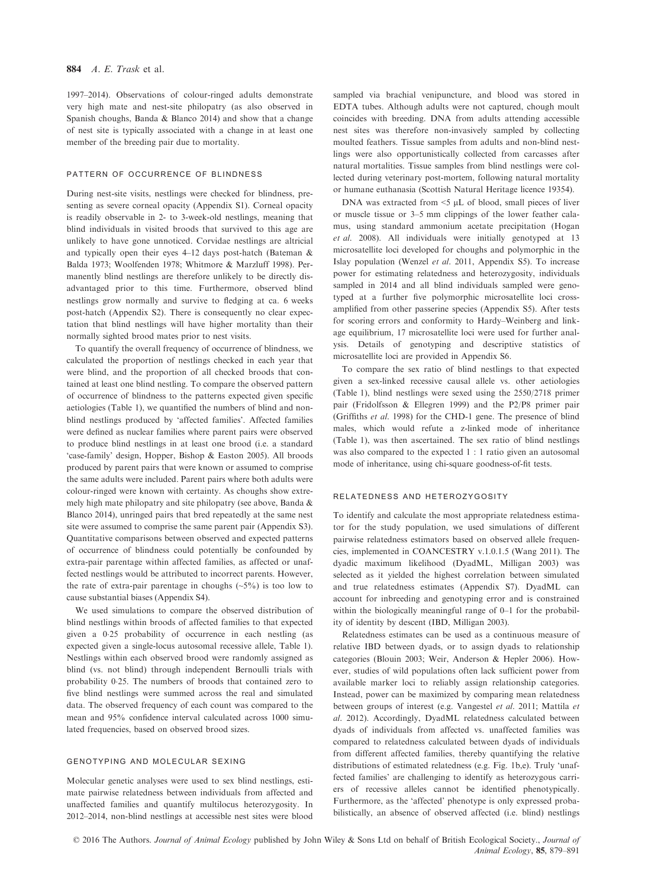1997–2014). Observations of colour-ringed adults demonstrate very high mate and nest-site philopatry (as also observed in Spanish choughs, Banda & Blanco 2014) and show that a change of nest site is typically associated with a change in at least one member of the breeding pair due to mortality.

### PATTERN OF OCCURRENCE OF BLINDNESS

During nest-site visits, nestlings were checked for blindness, presenting as severe corneal opacity (Appendix S1). Corneal opacity is readily observable in 2- to 3-week-old nestlings, meaning that blind individuals in visited broods that survived to this age are unlikely to have gone unnoticed. Corvidae nestlings are altricial and typically open their eyes 4–12 days post-hatch (Bateman & Balda 1973; Woolfenden 1978; Whitmore & Marzluff 1998). Permanently blind nestlings are therefore unlikely to be directly disadvantaged prior to this time. Furthermore, observed blind nestlings grow normally and survive to fledging at ca. 6 weeks post-hatch (Appendix S2). There is consequently no clear expectation that blind nestlings will have higher mortality than their normally sighted brood mates prior to nest visits.

To quantify the overall frequency of occurrence of blindness, we calculated the proportion of nestlings checked in each year that were blind, and the proportion of all checked broods that contained at least one blind nestling. To compare the observed pattern of occurrence of blindness to the patterns expected given specific aetiologies (Table 1), we quantified the numbers of blind and non-blind nestlings produced by 'affected families'. Affected families were defined as nuclear families where parent pairs were observed to produce blind nestlings in at least one brood (i.e. a standard 'case-family' design, Hopper, Bishop & Easton 2005). All broods produced by parent pairs that were known or assumed to comprise the same adults were included. Parent pairs where both adults were colour-ringed were known with certainty. As choughs show extremely high mate philopatry and site philopatry (see above, Banda & Blanco 2014), unringed pairs that bred repeatedly at the same nest site were assumed to comprise the same parent pair (Appendix S3). Quantitative comparisons between observed and expected patterns of occurrence of blindness could potentially be confounded by extra-pair parentage within affected families, as affected or unaffected nestlings would be attributed to incorrect parents. However, the rate of extra-pair parentage in choughs (~5%) is too low to cause substantial biases (Appendix S4).

We used simulations to compare the observed distribution of blind nestlings within broods of affected families to that expected given a 0·25 probability of occurrence in each nestling (as expected given a single-locus autosomal recessive allele, Table 1). Nestlings within each observed brood were randomly assigned as blind (vs. not blind) through independent Bernoulli trials with probability 0·25. The numbers of broods that contained zero to five blind nestlings were summed across the real and simulated data. The observed frequency of each count was compared to the mean and 95% confidence interval calculated across 1000 simulated frequencies, based on observed brood sizes.

### GENOTYPING AND MOLECULAR SEXING

Molecular genetic analyses were used to sex blind nestlings, estimate pairwise relatedness between individuals from affected and unaffected families and quantify multilocus heterozygosity. In 2012–2014, non-blind nestlings at accessible nest sites were blood sampled via brachial venipuncture, and blood was stored in EDTA tubes. Although adults were not captured, chough moult coincides with breeding. DNA from adults attending accessible nest sites was therefore non-invasively sampled by collecting moulted feathers. Tissue samples from adults and non-blind nestlings were also opportunistically collected from carcasses after natural mortalities. Tissue samples from blind nestlings were collected during veterinary post-mortem, following natural mortality or humane euthanasia (Scottish Natural Heritage licence 19354).

DNA was extracted from <5 μL of blood, small pieces of liver or muscle tissue or 3–5 mm clippings of the lower feather calamus, using standard ammonium acetate precipitation (Hogan *et al.* 2008). All individuals were initially genotyped at 13 microsatellite loci developed for choughs and polymorphic in the Islay population (Wenzel *et al.* 2011, Appendix S5). To increase power for estimating relatedness and heterozygosity, individuals sampled in 2014 and all blind individuals sampled were genotyped at a further five polymorphic microsatellite loci cross-amplified from other passerine species (Appendix S5). After tests for scoring errors and conformity to Hardy–Weinberg and linkage equilibrium, 17 microsatellite loci were used for further analysis. Details of genotyping and descriptive statistics of microsatellite loci are provided in Appendix S6.

To compare the sex ratio of blind nestlings to that expected given a sex-linked recessive causal allele vs. other aetiologies (Table 1), blind nestlings were sexed using the 2550/2718 primer pair (Fridolfsson & Ellegren 1999) and the P2/P8 primer pair (Griffiths *et al.* 1998) for the CHD-1 gene. The presence of blind males, which would refute a z-linked mode of inheritance (Table 1), was then ascertained. The sex ratio of blind nestlings was also compared to the expected 1 : 1 ratio given an autosomal mode of inheritance, using chi-square goodness-of-fit tests.

### RELATEDNESS AND HETEROZYGOSITY

To identify and calculate the most appropriate relatedness estimator for the study population, we used simulations of different pairwise relatedness estimators based on observed allele frequencies, implemented in COANCESTRY v.1.0.1.5 (Wang 2011). The dyadic maximum likelihood (DyadML, Milligan 2003) was selected as it yielded the highest correlation between simulated and true relatedness estimates (Appendix S7). DyadML can account for inbreeding and genotyping error and is constrained within the biologically meaningful range of 0–1 for the probability of identity by descent (IBD, Milligan 2003).

Relatedness estimates can be used as a continuous measure of relative IBD between dyads, or to assign dyads to relationship categories (Blouin 2003; Weir, Anderson & Hepler 2006). However, studies of wild populations often lack sufficient power from available marker loci to reliably assign relationship categories. Instead, power can be maximized by comparing mean relatedness between groups of interest (e.g. Vangestel *et al.* 2011; Mattila *et al.* 2012). Accordingly, DyadML relatedness calculated between dyads of individuals from affected vs. unaffected families was compared to relatedness calculated between dyads of individuals from different affected families, thereby quantifying the relative distributions of estimated relatedness (e.g. Fig. 1b,e). Truly 'unaffected families' are challenging to identify as heterozygous carriers of recessive alleles cannot be identified phenotypically. Furthermore, as the 'affected' phenotype is only expressed probabilistically, an absence of observed affected (i.e. blind) nestlings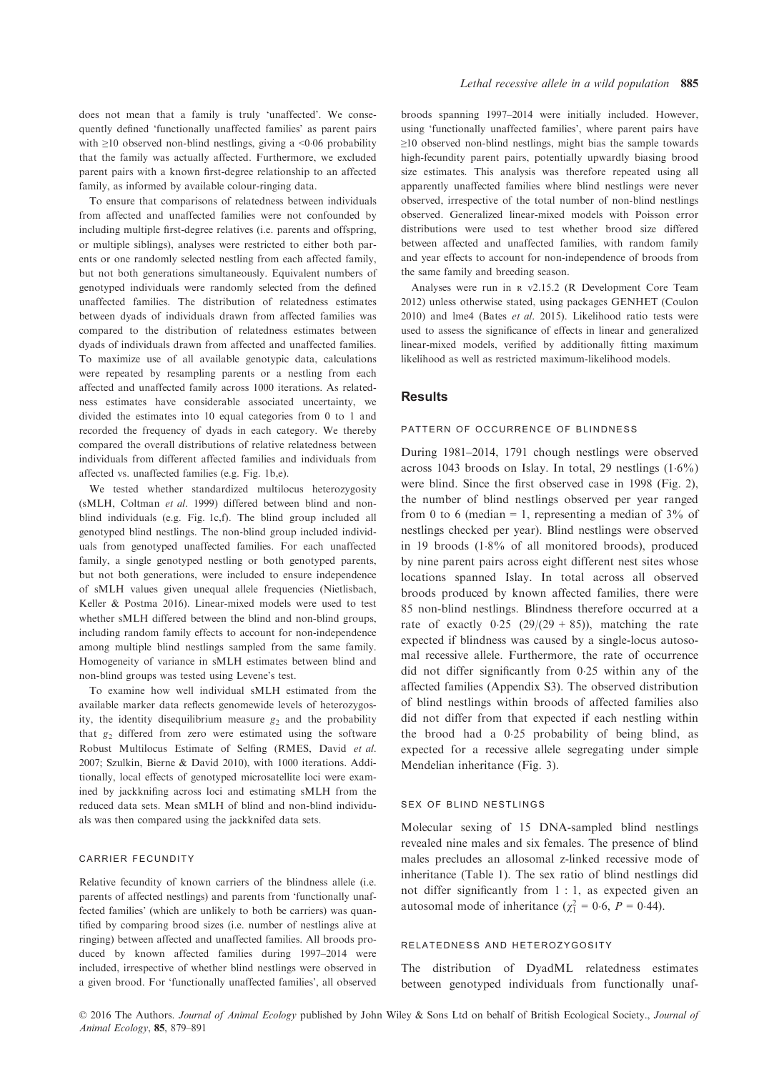does not mean that a family is truly 'unaffected'. We consequently defined 'functionally unaffected families' as parent pairs with ≥10 observed non-blind nestlings, giving a <0·06 probability that the family was actually affected. Furthermore, we excluded parent pairs with a known first-degree relationship to an affected family, as informed by available colour-ringing data.

To ensure that comparisons of relatedness between individuals from affected and unaffected families were not confounded by including multiple first-degree relatives (i.e. parents and offspring, or multiple siblings), analyses were restricted to either both parents or one randomly selected nestling from each affected family, but not both generations simultaneously. Equivalent numbers of genotyped individuals were randomly selected from the defined unaffected families. The distribution of relatedness estimates between dyads of individuals drawn from affected families was compared to the distribution of relatedness estimates between dyads of individuals drawn from affected and unaffected families. To maximize use of all available genotypic data, calculations were repeated by resampling parents or a nestling from each affected and unaffected family across 1000 iterations. As relatedness estimates have considerable associated uncertainty, we divided the estimates into 10 equal categories from 0 to 1 and recorded the frequency of dyads in each category. We thereby compared the overall distributions of relative relatedness between individuals from different affected families and individuals from affected vs. unaffected families (e.g. Fig. 1b,e).

We tested whether standardized multilocus heterozygosity (sMLH, Coltman *et al.* 1999) differed between blind and non-blind individuals (e.g. Fig. 1c,f). The blind group included all genotyped blind nestlings. The non-blind group included individuals from genotyped unaffected families. For each unaffected family, a single genotyped nestling or both genotyped parents, but not both generations, were included to ensure independence of sMLH values given unequal allele frequencies (Nietlisbach, Keller & Postma 2016). Linear-mixed models were used to test whether sMLH differed between the blind and non-blind groups, including random family effects to account for non-independence among multiple blind nestlings sampled from the same family. Homogeneity of variance in sMLH estimates between blind and non-blind groups was tested using Levene's test.

To examine how well individual sMLH estimated from the available marker data reflects genomewide levels of heterozygosity, the identity disequilibrium measure $g_2$ and the probability that $g_2$ differed from zero were estimated using the software Robust Multilocus Estimate of Selfing (RMES, David *et al.* 2007; Szulkin, Bierne & David 2010), with 1000 iterations. Additionally, local effects of genotyped microsatellite loci were examined by jackknifing across loci and estimating sMLH from the reduced data sets. Mean sMLH of blind and non-blind individuals was then compared using the jackknifed data sets.

### CARRIER FECUNDITY

Relative fecundity of known carriers of the blindness allele (i.e. parents of affected nestlings) and parents from 'functionally unaffected families' (which are unlikely to both be carriers) was quantified by comparing brood sizes (i.e. number of nestlings alive at ringing) between affected and unaffected families. All broods produced by known affected families during 1997–2014 were included, irrespective of whether blind nestlings were observed in a given brood. For 'functionally unaffected families', all observed broods spanning 1997–2014 were initially included. However, using 'functionally unaffected families', where parent pairs have ≥10 observed non-blind nestlings, might bias the sample towards high-fecundity parent pairs, potentially upwardly biasing brood size estimates. This analysis was therefore repeated using all apparently unaffected families where blind nestlings were never observed, irrespective of the total number of non-blind nestlings observed. Generalized linear-mixed models with Poisson error distributions were used to test whether brood size differed between affected and unaffected families, with random family and year effects to account for non-independence of broods from the same family and breeding season.

Analyses were run in R v2.15.2 (R Development Core Team 2012) unless otherwise stated, using packages GENHET (Coulon 2010) and lme4 (Bates *et al.* 2015). Likelihood ratio tests were used to assess the significance of effects in linear and generalized linear-mixed models, verified by additionally fitting maximum likelihood as well as restricted maximum-likelihood models.

## Results

### PATTERN OF OCCURRENCE OF BLINDNESS

During 1981–2014, 1791 chough nestlings were observed across 1043 broods on Islay. In total, 29 nestlings (1·6%) were blind. Since the first observed case in 1998 (Fig. 2), the number of blind nestlings observed per year ranged from 0 to 6 (median = 1, representing a median of 3% of nestlings checked per year). Blind nestlings were observed in 19 broods (1·8% of all monitored broods), produced by nine parent pairs across eight different nest sites whose locations spanned Islay. In total across all observed broods produced by known affected families, there were 85 non-blind nestlings. Blindness therefore occurred at a rate of exactly 0·25 (29/(29 + 85)), matching the rate expected if blindness was caused by a single-locus autosomal recessive allele. Furthermore, the rate of occurrence did not differ significantly from 0·25 within any of the affected families (Appendix S3). The observed distribution of blind nestlings within broods of affected families also did not differ from that expected if each nestling within the brood had a 0·25 probability of being blind, as expected for a recessive allele segregating under simple Mendelian inheritance (Fig. 3).

### SEX OF BLIND NESTLINGS

Molecular sexing of 15 DNA-sampled blind nestlings revealed nine males and six females. The presence of blind males precludes an allosomal z-linked recessive mode of inheritance (Table 1). The sex ratio of blind nestlings did not differ significantly from 1 : 1, as expected given an autosomal mode of inheritance ($\chi^2_1 = 0{\cdot}6$, $P = 0{\cdot}44$).

### RELATEDNESS AND HETEROZYGOSITY

The distribution of DyadML relatedness estimates between genotyped individuals from functionally unaf-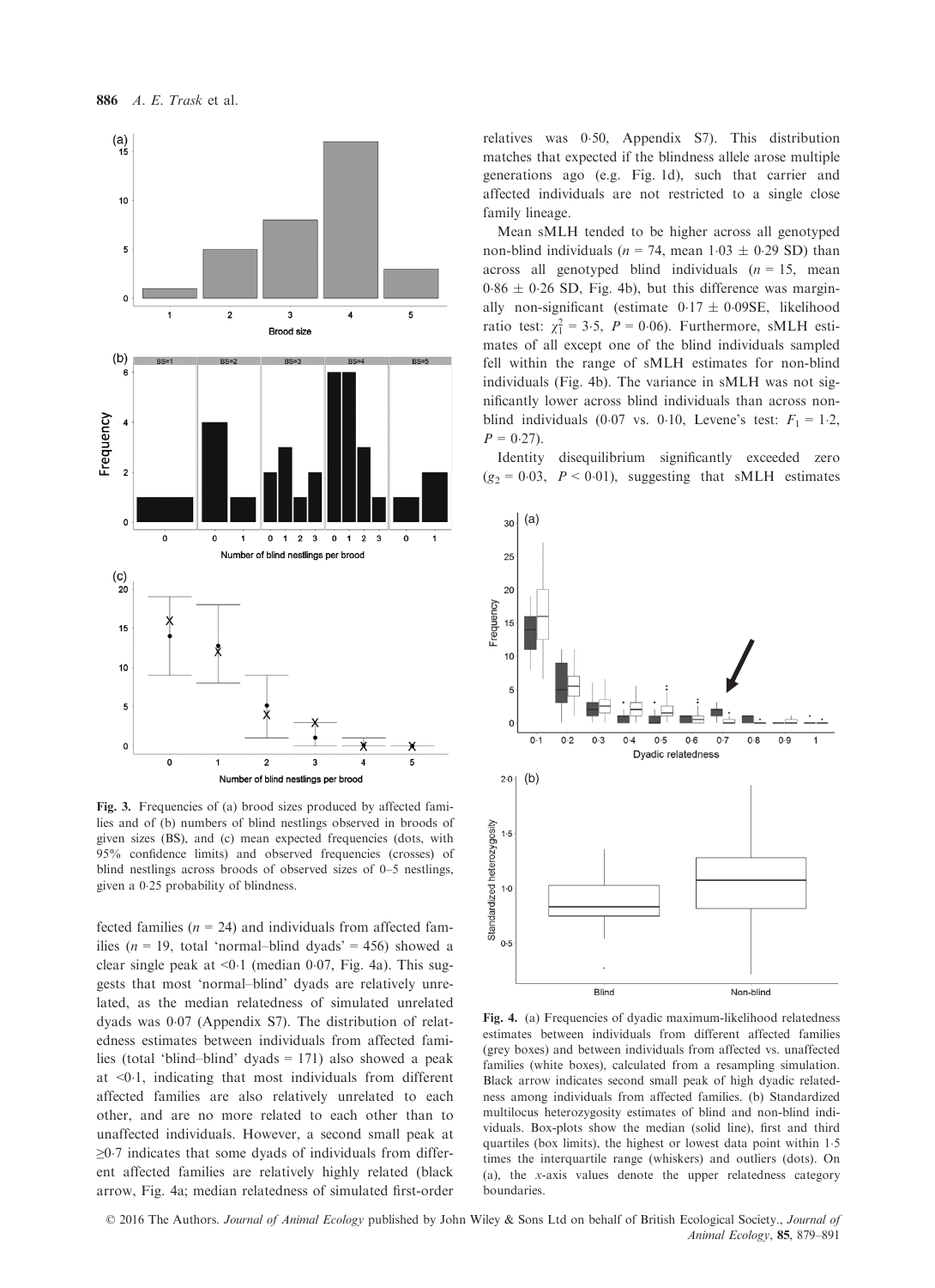Fig. 3. Frequencies of (a) brood sizes produced by affected families and of (b) numbers of blind nestlings observed in broods of given sizes (BS), and (c) mean expected frequencies (dots, with 95% confidence limits) and observed frequencies (crosses) of blind nestlings across broods of observed sizes of 0–5 nestlings, given a 0·25 probability of blindness.

fected families ($n = 24$) and individuals from affected families ($n = 19$, total 'normal–blind dyads' = 456) showed a clear single peak at <0·1 (median 0·07, Fig. 4a). This suggests that most 'normal–blind' dyads are relatively unrelated, as the median relatedness of simulated unrelated dyads was 0·07 (Appendix S7). The distribution of relatedness estimates between individuals from different affected families (total 'blind–blind' dyads = 171) also showed a peak at <0·1, indicating that most individuals from different affected families are also relatively unrelated to each other, and are no more related to each other than to unaffected individuals. However, a second small peak at ≥0·7 indicates that some dyads of individuals from different affected families are relatively highly related (black arrow, Fig. 4a; median relatedness of simulated first-order relatives was 0·50, Appendix S7). This distribution matches that expected if the blindness allele arose multiple generations ago (e.g. Fig. 1d), such that carrier and affected individuals are not restricted to a single close family lineage.

Mean sMLH tended to be higher across all genotyped non-blind individuals ($n = 74$, mean 1·03 ± 0·29 SD) than across all genotyped blind individuals ($n = 15$, mean 0·86 ± 0·26 SD, Fig. 4b), but this difference was marginally non-significant (estimate 0·17 ± 0·09SE, likelihood ratio test: $\chi^2_1 = 3{\cdot}5$, $P = 0{\cdot}06$). Furthermore, sMLH estimates of all except one of the blind individuals sampled fell within the range of sMLH estimates for non-blind individuals (Fig. 4b). The variance in sMLH was not significantly lower across blind individuals than across non-blind individuals (0·07 vs. 0·10, Levene's test: $F_1 = 1{\cdot}2$, $P = 0{\cdot}27$).

Identity disequilibrium significantly exceeded zero ($g_2 = 0{\cdot}03$, $P < 0{\cdot}01$), suggesting that sMLH estimates

Fig. 4. (a) Frequencies of dyadic maximum-likelihood relatedness estimates between individuals from different affected families (grey boxes) and between individuals from affected vs. unaffected families (white boxes), calculated from a resampling simulation. Black arrow indicates second small peak of high dyadic relatedness among individuals from affected families. (b) Standardized multilocus heterozygosity estimates of blind and non-blind individuals. Box-plots show the median (solid line), first and third quartiles (box limits), the highest or lowest data point within 1·5 times the interquartile range (whiskers) and outliers (dots). On (a), the x-axis values denote the upper relatedness category boundaries.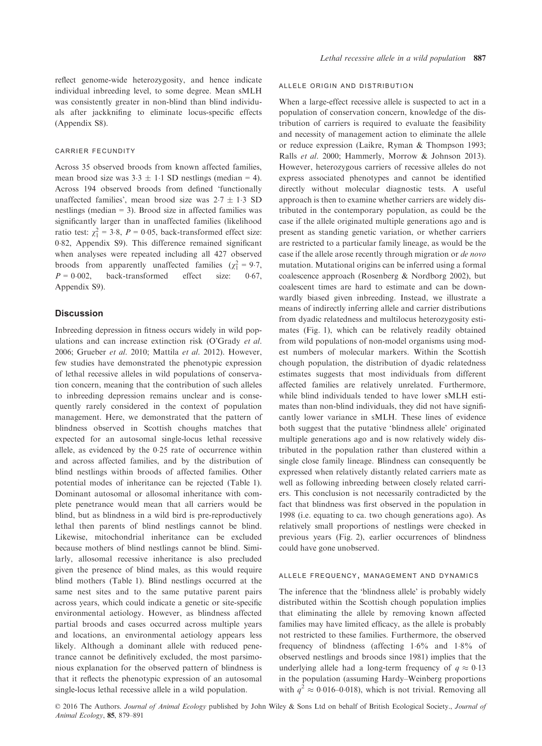reflect genome-wide heterozygosity, and hence indicate individual inbreeding level, to some degree. Mean sMLH was consistently greater in non-blind than blind individuals after jackknifing to eliminate locus-specific effects (Appendix S8).

### CARRIER FECUNDITY

Across 35 observed broods from known affected families, mean brood size was 3·3 ± 1·1 SD nestlings (median = 4). Across 194 observed broods from defined 'functionally unaffected families', mean brood size was 2·7 ± 1·3 SD nestlings (median = 3). Brood size in affected families was significantly larger than in unaffected families (likelihood ratio test: $\chi^2_1 = 3{\cdot}8$, $P = 0{\cdot}05$, back-transformed effect size: 0·82, Appendix S9). This difference remained significant when analyses were repeated including all 427 observed broods from apparently unaffected families ($\chi^2_1 = 9{\cdot}7$, $P = 0{\cdot}002$, back-transformed effect size: 0·67, Appendix S9).

## Discussion

Inbreeding depression in fitness occurs widely in wild populations and can increase extinction risk (O'Grady *et al.* 2006; Grueber *et al.* 2010; Mattila *et al.* 2012). However, few studies have demonstrated the phenotypic expression of lethal recessive alleles in wild populations of conservation concern, meaning that the contribution of such alleles to inbreeding depression remains unclear and is consequently rarely considered in the context of population management. Here, we demonstrated that the pattern of blindness observed in Scottish choughs matches that expected for an autosomal single-locus lethal recessive allele, as evidenced by the 0·25 rate of occurrence within and across affected families, and by the distribution of blind nestlings within broods of affected families. Other potential modes of inheritance can be rejected (Table 1). Dominant autosomal or allosomal inheritance with complete penetrance would mean that all carriers would be blind, but as blindness in a wild bird is pre-reproductively lethal then parents of blind nestlings cannot be blind. Likewise, mitochondrial inheritance can be excluded because mothers of blind nestlings cannot be blind. Similarly, allosomal recessive inheritance is also precluded given the presence of blind males, as this would require blind mothers (Table 1). Blind nestlings occurred at the same nest sites and to the same putative parent pairs across years, which could indicate a genetic or site-specific environmental aetiology. However, as blindness affected partial broods and cases occurred across multiple years and locations, an environmental aetiology appears less likely. Although a dominant allele with reduced penetrance cannot be definitively excluded, the most parsimonious explanation for the observed pattern of blindness is that it reflects the phenotypic expression of an autosomal single-locus lethal recessive allele in a wild population.

### ALLELE ORIGIN AND DISTRIBUTION

When a large-effect recessive allele is suspected to act in a population of conservation concern, knowledge of the distribution of carriers is required to evaluate the feasibility and necessity of management action to eliminate the allele or reduce expression (Laikre, Ryman & Thompson 1993; Ralls *et al.* 2000; Hammerly, Morrow & Johnson 2013). However, heterozygous carriers of recessive alleles do not express associated phenotypes and cannot be identified directly without molecular diagnostic tests. A useful approach is then to examine whether carriers are widely distributed in the contemporary population, as could be the case if the allele originated multiple generations ago and is present as standing genetic variation, or whether carriers are restricted to a particular family lineage, as would be the case if the allele arose recently through migration or *de novo* mutation. Mutational origins can be inferred using a formal coalescence approach (Rosenberg & Nordborg 2002), but coalescent times are hard to estimate and can be downwardly biased given inbreeding. Instead, we illustrate a means of indirectly inferring allele and carrier distributions from dyadic relatedness and multilocus heterozygosity estimates (Fig. 1), which can be relatively readily obtained from wild populations of non-model organisms using modest numbers of molecular markers. Within the Scottish chough population, the distribution of dyadic relatedness estimates suggests that most individuals from different affected families are relatively unrelated. Furthermore, while blind individuals tended to have lower sMLH estimates than non-blind individuals, they did not have significantly lower variance in sMLH. These lines of evidence both suggest that the putative 'blindness allele' originated multiple generations ago and is now relatively widely distributed in the population rather than clustered within a single close family lineage. Blindness can consequently be expressed when relatively distantly related carriers mate as well as following inbreeding between closely related carriers. This conclusion is not necessarily contradicted by the fact that blindness was first observed in the population in 1998 (i.e. equating to ca. two chough generations ago). As relatively small proportions of nestlings were checked in previous years (Fig. 2), earlier occurrences of blindness could have gone unobserved.

### ALLELE FREQUENCY, MANAGEMENT AND DYNAMICS

The inference that the 'blindness allele' is probably widely distributed within the Scottish chough population implies that eliminating the allele by removing known affected families may have limited efficacy, as the allele is probably not restricted to these families. Furthermore, the observed frequency of blindness (affecting 1·6% and 1·8% of observed nestlings and broods since 1981) implies that the underlying allele had a long-term frequency of $q \approx 0{\cdot}13$ in the population (assuming Hardy–Weinberg proportions with $q^2 \approx 0{\cdot}016$–$0{\cdot}018$), which is not trivial. Removing all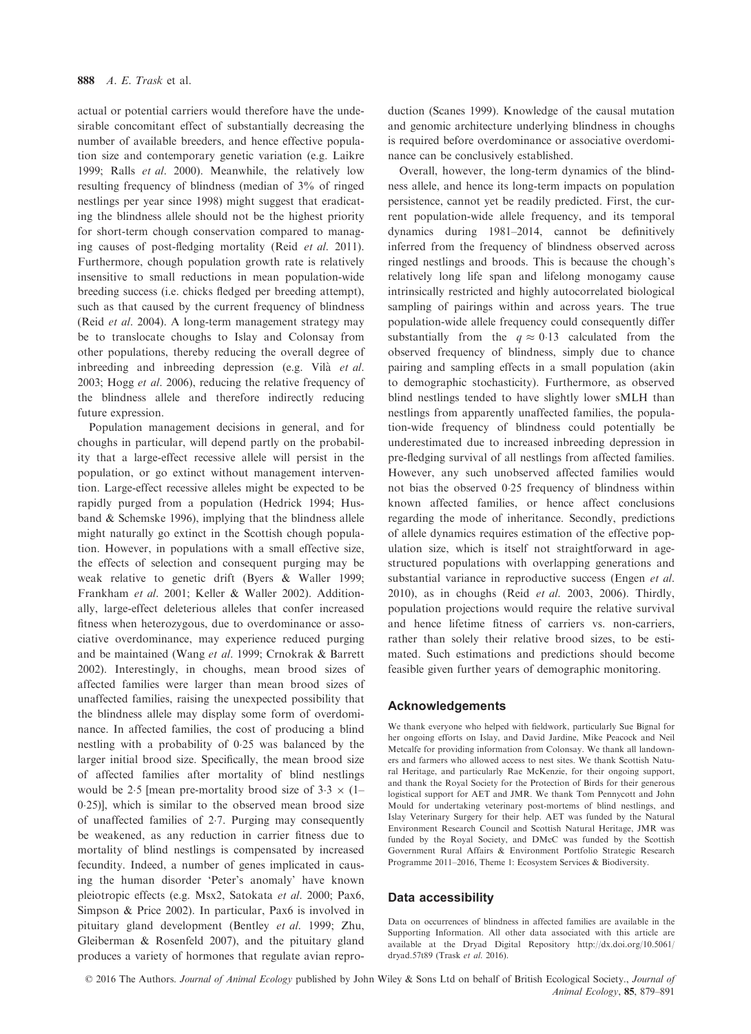actual or potential carriers would therefore have the undesirable concomitant effect of substantially decreasing the number of available breeders, and hence effective population size and contemporary genetic variation (e.g. Laikre 1999; Ralls *et al*. 2000). Meanwhile, the relatively low resulting frequency of blindness (median of 3% of ringed nestlings per year since 1998) might suggest that eradicating the blindness allele should not be the highest priority for short-term chough conservation compared to managing causes of post-fledging mortality (Reid *et al*. 2011). Furthermore, chough population growth rate is relatively insensitive to small reductions in mean population-wide breeding success (i.e. chicks fledged per breeding attempt), such as that caused by the current frequency of blindness (Reid *et al*. 2004). A long-term management strategy may be to translocate choughs to Islay and Colonsay from other populations, thereby reducing the overall degree of inbreeding and inbreeding depression (e.g. Vilà *et al*. 2003; Hogg *et al*. 2006), reducing the relative frequency of the blindness allele and therefore indirectly reducing future expression.

Population management decisions in general, and for choughs in particular, will depend partly on the probability that a large-effect recessive allele will persist in the population, or go extinct without management intervention. Large-effect recessive alleles might be expected to be rapidly purged from a population (Hedrick 1994; Husband & Schemske 1996), implying that the blindness allele might naturally go extinct in the Scottish chough population. However, in populations with a small effective size, the effects of selection and consequent purging may be weak relative to genetic drift (Byers & Waller 1999; Frankham *et al*. 2001; Keller & Waller 2002). Additionally, large-effect deleterious alleles that confer increased fitness when heterozygous, due to overdominance or associative overdominance, may experience reduced purging and be maintained (Wang *et al*. 1999; Crnokrak & Barrett 2002). Interestingly, in choughs, mean brood sizes of affected families were larger than mean brood sizes of unaffected families, raising the unexpected possibility that the blindness allele may display some form of overdominance. In affected families, the cost of producing a blind nestling with a probability of 0·25 was balanced by the larger initial brood size. Specifically, the mean brood size of affected families after mortality of blind nestlings would be 2·5 [mean pre-mortality brood size of $3{\cdot}3 \times (1{-}0{\cdot}25)$], which is similar to the observed mean brood size of unaffected families of 2·7. Purging may consequently be weakened, as any reduction in carrier fitness due to mortality of blind nestlings is compensated by increased fecundity. Indeed, a number of genes implicated in causing the human disorder 'Peter's anomaly' have known pleiotropic effects (e.g. Msx2, Satokata *et al*. 2000; Pax6, Simpson & Price 2002). In particular, Pax6 is involved in pituitary gland development (Bentley *et al*. 1999; Zhu, Gleiberman & Rosenfeld 2007), and the pituitary gland produces a variety of hormones that regulate avian reproduction (Scanes 1999). Knowledge of the causal mutation and genomic architecture underlying blindness in choughs is required before overdominance or associative overdominance can be conclusively established.

Overall, however, the long-term dynamics of the blindness allele, and hence its long-term impacts on population persistence, cannot yet be readily predicted. First, the current population-wide allele frequency, and its temporal dynamics during 1981–2014, cannot be definitively inferred from the frequency of blindness observed across ringed nestlings and broods. This is because the chough's relatively long life span and lifelong monogamy cause intrinsically restricted and highly autocorrelated biological sampling of pairings within and across years. The true population-wide allele frequency could consequently differ substantially from the $q \approx 0{\cdot}13$ calculated from the observed frequency of blindness, simply due to chance pairing and sampling effects in a small population (akin to demographic stochasticity). Furthermore, as observed blind nestlings tended to have slightly lower sMLH than nestlings from apparently unaffected families, the population-wide frequency of blindness could potentially be underestimated due to increased inbreeding depression in pre-fledging survival of all nestlings from affected families. However, any such unobserved affected families would not bias the observed 0·25 frequency of blindness within known affected families, or hence affect conclusions regarding the mode of inheritance. Secondly, predictions of allele dynamics requires estimation of the effective population size, which is itself not straightforward in age-structured populations with overlapping generations and substantial variance in reproductive success (Engen *et al*. 2010), as in choughs (Reid *et al*. 2003, 2006). Thirdly, population projections would require the relative survival and hence lifetime fitness of carriers vs. non-carriers, rather than solely their relative brood sizes, to be estimated. Such estimations and predictions should become feasible given further years of demographic monitoring.

## Acknowledgements

We thank everyone who helped with fieldwork, particularly Sue Bignal for her ongoing efforts on Islay, and David Jardine, Mike Peacock and Neil Metcalfe for providing information from Colonsay. We thank all landowners and farmers who allowed access to nest sites. We thank Scottish Natural Heritage, and particularly Rae McKenzie, for their ongoing support, and thank the Royal Society for the Protection of Birds for their generous logistical support for AET and JMR. We thank Tom Pennycott and John Mould for undertaking veterinary post-mortems of blind nestlings, and Islay Veterinary Surgery for their help. AET was funded by the Natural Environment Research Council and Scottish Natural Heritage, JMR was funded by the Royal Society, and DMcC was funded by the Scottish Government Rural Affairs & Environment Portfolio Strategic Research Programme 2011–2016, Theme 1: Ecosystem Services & Biodiversity.

## Data accessibility

Data on occurrences of blindness in affected families are available in the Supporting Information. All other data associated with this article are available at the Dryad Digital Repository http://dx.doi.org/10.5061/dryad.57t89 (Trask *et al*. 2016).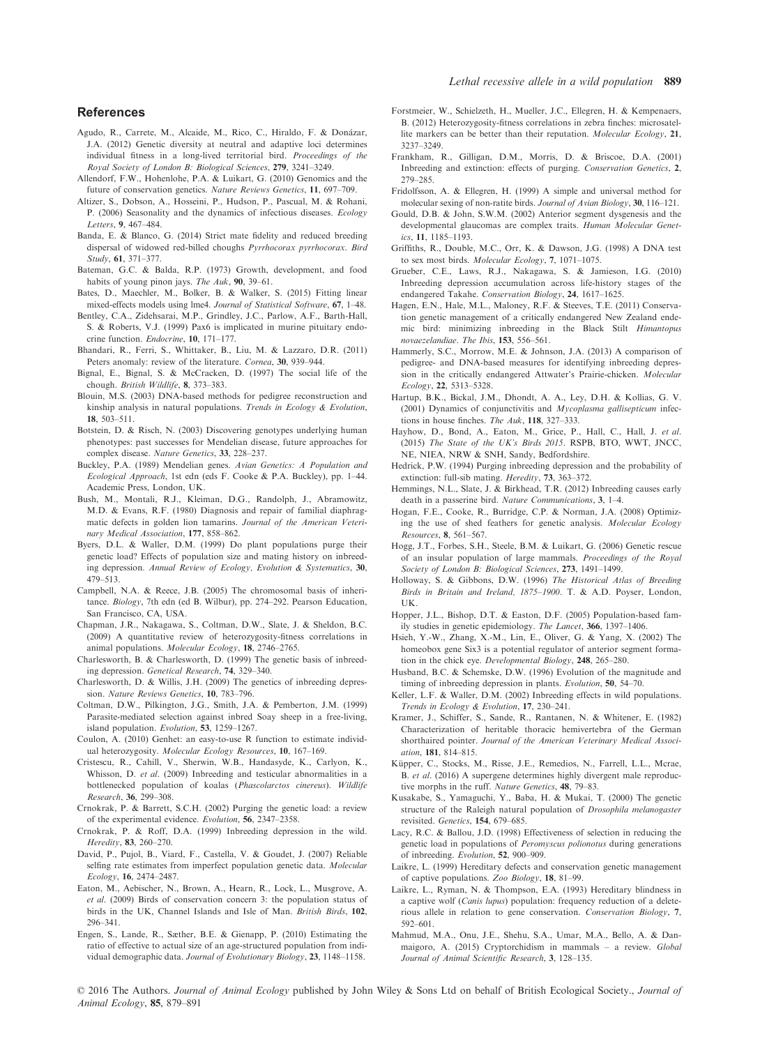## References

Agudo, R., Carrete, M., Alcaide, M., Rico, C., Hiraldo, F. & Donázar, J.A. (2012) Genetic diversity at neutral and adaptive loci determines individual fitness in a long-lived territorial bird. *Proceedings of the Royal Society of London B: Biological Sciences*, **279**, 3241–3249.

Allendorf, F.W., Hohenlohe, P.A. & Luikart, G. (2010) Genomics and the future of conservation genetics. *Nature Reviews Genetics*, **11**, 697–709.

Altizer, S., Dobson, A., Hosseini, P., Hudson, P., Pascual, M. & Rohani, P. (2006) Seasonality and the dynamics of infectious diseases. *Ecology Letters*, **9**, 467–484.

Banda, E. & Blanco, G. (2014) Strict mate fidelity and reduced breeding dispersal of widowed red-billed choughs *Pyrrhocorax pyrrhocorax*. *Bird Study*, **61**, 371–377.

Bateman, G.C. & Balda, R.P. (1973) Growth, development, and food habits of young pinon jays. *The Auk*, **90**, 39–61.

Bates, D., Maechler, M., Bolker, B. & Walker, S. (2015) Fitting linear mixed-effects models using lme4. *Journal of Statistical Software*, **67**, 1–48.

Bentley, C.A., Zidehsarai, M.P., Grindley, J.C., Parlow, A.F., Barth-Hall, S. & Roberts, V.J. (1999) Pax6 is implicated in murine pituitary endocrine function. *Endocrine*, **10**, 171–177.

Bhandari, R., Ferri, S., Whittaker, B., Liu, M. & Lazzaro, D.R. (2011) Peters anomaly: review of the literature. *Cornea*, **30**, 939–944.

Bignal, E., Bignal, S. & McCracken, D. (1997) The social life of the chough. *British Wildlife*, **8**, 373–383.

Blouin, M.S. (2003) DNA-based methods for pedigree reconstruction and kinship analysis in natural populations. *Trends in Ecology & Evolution*, **18**, 503–511.

Botstein, D. & Risch, N. (2003) Discovering genotypes underlying human phenotypes: past successes for Mendelian disease, future approaches for complex disease. *Nature Genetics*, **33**, 228–237.

Buckley, P.A. (1989) Mendelian genes. *Avian Genetics: A Population and Ecological Approach*, 1st edn (eds F. Cooke & P.A. Buckley), pp. 1–44. Academic Press, London, UK.

Bush, M., Montali, R.J., Kleiman, D.G., Randolph, J., Abramowitz, M.D. & Evans, R.F. (1980) Diagnosis and repair of familial diaphragmatic defects in golden lion tamarins. *Journal of the American Veterinary Medical Association*, **177**, 858–862.

Byers, D.L. & Waller, D.M. (1999) Do plant populations purge their genetic load? Effects of population size and mating history on inbreeding depression. *Annual Review of Ecology, Evolution & Systematics*, **30**, 479–513.

Campbell, N.A. & Reece, J.B. (2005) The chromosomal basis of inheritance. *Biology*, 7th edn (ed B. Wilbur), pp. 274–292. Pearson Education, San Francisco, CA, USA.

Chapman, J.R., Nakagawa, S., Coltman, D.W., Slate, J. & Sheldon, B.C. (2009) A quantitative review of heterozygosity-fitness correlations in animal populations. *Molecular Ecology*, **18**, 2746–2765.

Charlesworth, B. & Charlesworth, D. (1999) The genetic basis of inbreeding depression. *Genetical Research*, **74**, 329–340.

Charlesworth, D. & Willis, J.H. (2009) The genetics of inbreeding depression. *Nature Reviews Genetics*, **10**, 783–796.

Coltman, D.W., Pilkington, J.G., Smith, J.A. & Pemberton, J.M. (1999) Parasite-mediated selection against inbred Soay sheep in a free-living, island population. *Evolution*, **53**, 1259–1267.

Coulon, A. (2010) Genhet: an easy-to-use R function to estimate individual heterozygosity. *Molecular Ecology Resources*, **10**, 167–169.

Cristescu, R., Cahill, V., Sherwin, W.B., Handasyde, K., Carlyon, K., Whisson, D. *et al.* (2009) Inbreeding and testicular abnormalities in a bottlenecked population of koalas (*Phascolarctos cinereus*). *Wildlife Research*, **36**, 299–308.

Crnokrak, P. & Barrett, S.C.H. (2002) Purging the genetic load: a review of the experimental evidence. *Evolution*, **56**, 2347–2358.

Crnokrak, P. & Roff, D.A. (1999) Inbreeding depression in the wild. *Heredity*, **83**, 260–270.

David, P., Pujol, B., Viard, F., Castella, V. & Goudet, J. (2007) Reliable selfing rate estimates from imperfect population genetic data. *Molecular Ecology*, **16**, 2474–2487.

Eaton, M., Aebischer, N., Brown, A., Hearn, R., Lock, L., Musgrove, A. *et al.* (2009) Birds of conservation concern 3: the population status of birds in the UK, Channel Islands and Isle of Man. *British Birds*, **102**, 296–341.

Engen, S., Lande, R., Sæther, B.E. & Gienapp, P. (2010) Estimating the ratio of effective to actual size of an age-structured population from individual demographic data. *Journal of Evolutionary Biology*, **23**, 1148–1158.

Forstmeier, W., Schielzeth, H., Mueller, J.C., Ellegren, H. & Kempenaers, B. (2012) Heterozygosity-fitness correlations in zebra finches: microsatellite markers can be better than their reputation. *Molecular Ecology*, **21**, 3237–3249.

Frankham, R., Gilligan, D.M., Morris, D. & Briscoe, D.A. (2001) Inbreeding and extinction: effects of purging. *Conservation Genetics*, **2**, 279–285.

Fridolfsson, A. & Ellegren, H. (1999) A simple and universal method for molecular sexing of non-ratite birds. *Journal of Avian Biology*, **30**, 116–121.

Gould, D.B. & John, S.W.M. (2002) Anterior segment dysgenesis and the developmental glaucomas are complex traits. *Human Molecular Genetics*, **11**, 1185–1193.

Griffiths, R., Double, M.C., Orr, K. & Dawson, J.G. (1998) A DNA test to sex most birds. *Molecular Ecology*, **7**, 1071–1075.

Grueber, C.E., Laws, R.J., Nakagawa, S. & Jamieson, I.G. (2010) Inbreeding depression accumulation across life-history stages of the endangered Takahe. *Conservation Biology*, **24**, 1617–1625.

Hagen, E.N., Hale, M.L., Maloney, R.F. & Steeves, T.E. (2011) Conservation genetic management of a critically endangered New Zealand endemic bird: minimizing inbreeding in the Black Stilt *Himantopus novaezealandiae*. *The Ibis*, **153**, 556–561.

Hammerly, S.C., Morrow, M.E. & Johnson, J.A. (2013) A comparison of pedigree- and DNA-based measures for identifying inbreeding depression in the critically endangered Attwater's Prairie-chicken. *Molecular Ecology*, **22**, 5313–5328.

Hartup, B.K., Bickal, J.M., Dhondt, A. A., Ley, D.H. & Kollias, G. V. (2001) Dynamics of conjunctivitis and *Mycoplasma gallisepticum* infections in house finches. *The Auk*, **118**, 327–333.

Hayhow, D., Bond, A., Eaton, M., Grice, P., Hall, C., Hall, J. *et al.* (2015) *The State of the UK's Birds 2015*. RSPB, BTO, WWT, JNCC, NE, NIEA, NRW & SNH, Sandy, Bedfordshire.

Hedrick, P.W. (1994) Purging inbreeding depression and the probability of extinction: full-sib mating. *Heredity*, **73**, 363–372.

Hemmings, N.L., Slate, J. & Birkhead, T.R. (2012) Inbreeding causes early death in a passerine bird. *Nature Communications*, **3**, 1–4.

Hogan, F.E., Cooke, R., Burridge, C.P. & Norman, J.A. (2008) Optimizing the use of shed feathers for genetic analysis. *Molecular Ecology Resources*, **8**, 561–567.

Hogg, J.T., Forbes, S.H., Steele, B.M. & Luikart, G. (2006) Genetic rescue of an insular population of large mammals. *Proceedings of the Royal Society of London B: Biological Sciences*, **273**, 1491–1499.

Holloway, S. & Gibbons, D.W. (1996) *The Historical Atlas of Breeding Birds in Britain and Ireland, 1875–1900*. T. & A.D. Poyser, London, UK.

Hopper, J.L., Bishop, D.T. & Easton, D.F. (2005) Population-based family studies in genetic epidemiology. *The Lancet*, **366**, 1397–1406.

Hsieh, Y.-W., Zhang, X.-M., Lin, E., Oliver, G. & Yang, X. (2002) The homeobox gene Six3 is a potential regulator of anterior segment formation in the chick eye. *Developmental Biology*, **248**, 265–280.

Husband, B.C. & Schemske, D.W. (1996) Evolution of the magnitude and timing of inbreeding depression in plants. *Evolution*, **50**, 54–70.

Keller, L.F. & Waller, D.M. (2002) Inbreeding effects in wild populations. *Trends in Ecology & Evolution*, **17**, 230–241.

Kramer, J., Schiffer, S., Sande, R., Rantanen, N. & Whitener, E. (1982) Characterization of heritable thoracic hemivertebra of the German shorthaired pointer. *Journal of the American Veterinary Medical Association*, **181**, 814–815.

Küpper, C., Stocks, M., Risse, J.E., Remedios, N., Farrell, L.L., Mcrae, B. *et al.* (2016) A supergene determines highly divergent male reproductive morphs in the ruff. *Nature Genetics*, **48**, 79–83.

Kusakabe, S., Yamaguchi, Y., Baba, H. & Mukai, T. (2000) The genetic structure of the Raleigh natural population of *Drosophila melanogaster* revisited. *Genetics*, **154**, 679–685.

Lacy, R.C. & Ballou, J.D. (1998) Effectiveness of selection in reducing the genetic load in populations of *Peromyscus polionotus* during generations of inbreeding. *Evolution*, **52**, 900–909.

Laikre, L. (1999) Hereditary defects and conservation genetic management of captive populations. *Zoo Biology*, **18**, 81–99.

Laikre, L., Ryman, N. & Thompson, E.A. (1993) Hereditary blindness in a captive wolf (*Canis lupus*) population: frequency reduction of a deleterious allele in relation to gene conservation. *Conservation Biology*, **7**, 592–601.

Mahmud, M.A., Onu, J.E., Shehu, S.A., Umar, M.A., Bello, A. & Danmaigoro, A. (2015) Cryptorchidism in mammals – a review. *Global Journal of Animal Scientific Research*, **3**, 128–135.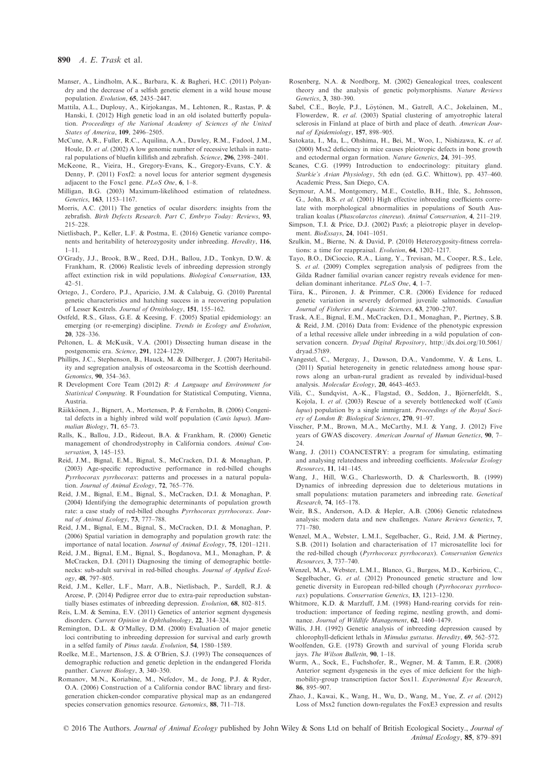Manser, A., Lindholm, A.K., Barbara, K. & Bagheri, H.C. (2011) Polyandry and the decrease of a selfish genetic element in a wild house mouse population. *Evolution*, **65**, 2435–2447.

Mattila, A.L., Duplouy, A., Kirjokangas, M., Lehtonen, R., Rastas, P. & Hanski, I. (2012) High genetic load in an old isolated butterfly population. *Proceedings of the National Academy of Sciences of the United States of America*, **109**, 2496–2505.

McCune, A.R., Fuller, R.C., Aquilina, A.A., Dawley, R.M., Fadool, J.M., Houle, D. *et al*. (2002) A low genomic number of recessive lethals in natural populations of bluefin killifish and zebrafish. *Science*, **296**, 2398–2401.

McKeone, R., Vieira, H., Gregory-Evans, K., Gregory-Evans, C.Y. & Denny, P. (2011) Foxf2: a novel locus for anterior segment dysgenesis adjacent to the Foxc1 gene. *PLoS One*, **6**, 1–8.

Milligan, B.G. (2003) Maximum-likelihood estimation of relatedness. *Genetics*, **163**, 1153–1167.

Morris, A.C. (2011) The genetics of ocular disorders: insights from the zebrafish. *Birth Defects Research. Part C, Embryo Today: Reviews*, **93**, 215–228.

Nietlisbach, P., Keller, L.F. & Postma, E. (2016) Genetic variance components and heritability of heterozygosity under inbreeding. *Heredity*, **116**, 1–11.

O'Grady, J.J., Brook, B.W., Reed, D.H., Ballou, J.D., Tonkyn, D.W. & Frankham, R. (2006) Realistic levels of inbreeding depression strongly affect extinction risk in wild populations. *Biological Conservation*, **133**, 42–51.

Ortego, J., Cordero, P.J., Aparicio, J.M. & Calabuig, G. (2010) Parental genetic characteristics and hatching success in a recovering population of Lesser Kestrels. *Journal of Ornithology*, **151**, 155–162.

Ostfeld, R.S., Glass, G.E. & Keesing, F. (2005) Spatial epidemiology: an emerging (or re-emerging) discipline. *Trends in Ecology and Evolution*, **20**, 328–336.

Peltonen, L. & McKusik, V.A. (2001) Dissecting human disease in the postgenomic era. *Science*, **291**, 1224–1229.

Phillips, J.C., Stephenson, B., Hauck, M. & Dillberger, J. (2007) Heritability and segregation analysis of osteosarcoma in the Scottish deerhound. *Genomics*, **90**, 354–363.

R Development Core Team (2012) *R: A Language and Environment for Statistical Computing*. R Foundation for Statistical Computing, Vienna, Austria.

Räikkönen, J., Bignert, A., Mortensen, P. & Fernholm, B. (2006) Congenital defects in a highly inbred wild wolf population (*Canis lupus*). *Mammalian Biology*, **71**, 65–73.

Ralls, K., Ballou, J.D., Rideout, B.A. & Frankham, R. (2000) Genetic management of chondrodystrophy in California condors. *Animal Conservation*, **3**, 145–153.

Reid, J.M., Bignal, E.M., Bignal, S., McCracken, D.I. & Monaghan, P. (2003) Age-specific reproductive performance in red-billed choughs *Pyrrhocorax pyrrhocorax*: patterns and processes in a natural population. *Journal of Animal Ecology*, **72**, 765–776.

Reid, J.M., Bignal, E.M., Bignal, S., McCracken, D.I. & Monaghan, P. (2004) Identifying the demographic determinants of population growth rate: a case study of red-billed choughs *Pyrrhocorax pyrrhocorax*. *Journal of Animal Ecology*, **73**, 777–788.

Reid, J.M., Bignal, E.M., Bignal, S., McCracken, D.I. & Monaghan, P. (2006) Spatial variation in demography and population growth rate: the importance of natal location. *Journal of Animal Ecology*, **75**, 1201–1211.

Reid, J.M., Bignal, E.M., Bignal, S., Bogdanova, M.I., Monaghan, P. & McCracken, D.I. (2011) Diagnosing the timing of demographic bottlenecks: sub-adult survival in red-billed choughs. *Journal of Applied Ecology*, **48**, 797–805.

Reid, J.M., Keller, L.F., Marr, A.B., Nietlisbach, P., Sardell, R.J. & Arcese, P. (2014) Pedigree error due to extra-pair reproduction substantially biases estimates of inbreeding depression. *Evolution*, **68**, 802–815.

Reis, L.M. & Semina, E.V. (2011) Genetics of anterior segment dysgenesis disorders. *Current Opinion in Ophthalmology*, **22**, 314–324.

Remington, D.L. & O'Malley, D.M. (2000) Evaluation of major genetic loci contributing to inbreeding depression for survival and early growth in a selfed family of *Pinus taeda*. *Evolution*, **54**, 1580–1589.

Roelke, M.E., Martenson, J.S. & O'Brien, S.J. (1993) The consequences of demographic reduction and genetic depletion in the endangered Florida panther. *Current Biology*, **3**, 340–350.

Romanov, M.N., Koriabine, M., Nefedov, M., de Jong, P.J. & Ryder, O.A. (2006) Construction of a California condor BAC library and first-generation chicken-condor comparative physical map as an endangered species conservation genomics resource. *Genomics*, **88**, 711–718.

Rosenberg, N.A. & Nordborg, M. (2002) Genealogical trees, coalescent theory and the analysis of genetic polymorphisms. *Nature Reviews Genetics*, **3**, 380–390.

Sabel, C.E., Boyle, P.J., Löytönen, M., Gatrell, A.C., Jokelainen, M., Flowerdew, R. *et al*. (2003) Spatial clustering of amyotrophic lateral sclerosis in Finland at place of birth and place of death. *American Journal of Epidemiology*, **157**, 898–905.

Satokata, I., Ma, L., Ohshima, H., Bei, M., Woo, I., Nishizawa, K. *et al*. (2000) Msx2 deficiency in mice causes pleiotropic defects in bone growth and ectodermal organ formation. *Nature Genetics*, **24**, 391–395.

Scanes, C.G. (1999) Introduction to endocrinology: pituitary gland. *Sturkie's Avian Physiology*, 5th edn (ed. G.C. Whittow), pp. 437–460. Academic Press, San Diego, CA.

Seymour, A.M., Montgomery, M.E., Costello, B.H., Ihle, S., Johnsson, G., John, B.S. *et al*. (2001) High effective inbreeding coefficients correlate with morphological abnormalities in populations of South Australian koalas (*Phascolarctos cinereus*). *Animal Conservation*, **4**, 211–219.

Simpson, T.I. & Price, D.J. (2002) Pax6; a pleiotropic player in development. *BioEssays*, **24**, 1041–1051.

Szulkin, M., Bierne, N. & David, P. (2010) Heterozygosity-fitness correlations: a time for reappraisal. *Evolution*, **64**, 1202–1217.

Tayo, B.O., DiCioccio, R.A., Liang, Y., Trevisan, M., Cooper, R.S., Lele, S. *et al*. (2009) Complex segregation analysis of pedigrees from the Gilda Radner familial ovarian cancer registry reveals evidence for mendelian dominant inheritance. *PLoS One*, **4**, 1–7.

Tiira, K., Piironen, J. & Primmer, C.R. (2006) Evidence for reduced genetic variation in severely deformed juvenile salmonids. *Canadian Journal of Fisheries and Aquatic Sciences*, **63**, 2700–2707.

Trask, A.E., Bignal, E.M., McCracken, D.I., Monaghan, P., Piertney, S.B. & Reid, J.M. (2016) Data from: Evidence of the phenotypic expression of a lethal recessive allele under inbreeding in a wild population of conservation concern. *Dryad Digital Repository*, http://dx.doi.org/10.5061/dryad.57t89.

Vangestel, C., Mergeay, J., Dawson, D.A., Vandomme, V. & Lens, L. (2011) Spatial heterogeneity in genetic relatedness among house sparrows along an urban-rural gradient as revealed by individual-based analysis. *Molecular Ecology*, **20**, 4643–4653.

Vilà, C., Sundqvist, A.-K., Flagstad, Ø., Seddon, J., Björnerfeldt, S., Kojola, I. *et al*. (2003) Rescue of a severely bottlenecked wolf (*Canis lupus*) population by a single immigrant. *Proceedings of the Royal Society of London B: Biological Sciences*, **270**, 91–97.

Visscher, P.M., Brown, M.A., McCarthy, M.I. & Yang, J. (2012) Five years of GWAS discovery. *American Journal of Human Genetics*, **90**, 7–24.

Wang, J. (2011) COANCESTRY: a program for simulating, estimating and analysing relatedness and inbreeding coefficients. *Molecular Ecology Resources*, **11**, 141–145.

Wang, J., Hill, W.G., Charlesworth, D. & Charlesworth, B. (1999) Dynamics of inbreeding depression due to deleterious mutations in small populations: mutation parameters and inbreeding rate. *Genetical Research*, **74**, 165–178.

Weir, B.S., Anderson, A.D. & Hepler, A.B. (2006) Genetic relatedness analysis: modern data and new challenges. *Nature Reviews Genetics*, **7**, 771–780.

Wenzel, M.A., Webster, L.M.I., Segelbacher, G., Reid, J.M. & Piertney, S.B. (2011) Isolation and characterisation of 17 microsatellite loci for the red-billed chough (*Pyrrhocorax pyrrhocorax*). *Conservation Genetics Resources*, **3**, 737–740.

Wenzel, M.A., Webster, L.M.I., Blanco, G., Burgess, M.D., Kerbiriou, C., Segelbacher, G. *et al*. (2012) Pronounced genetic structure and low genetic diversity in European red-billed chough (*Pyrrhocorax pyrrhocorax*) populations. *Conservation Genetics*, **13**, 1213–1230.

Whitmore, K.D. & Marzluff, J.M. (1998) Hand-rearing corvids for reintroduction: importance of feeding regime, nestling growth, and dominance. *Journal of Wildlife Management*, **62**, 1460–1479.

Willis, J.H. (1992) Genetic analysis of inbreeding depression caused by chlorophyll-deficient lethals in *Mimulus guttatus*. *Heredity*, **69**, 562–572.

Woolfenden, G.E. (1978) Growth and survival of young Florida scrub jays. *The Wilson Bulletin*, **90**, 1–18.

Wurm, A., Sock, E., Fuchshofer, R., Wegner, M. & Tamm, E.R. (2008) Anterior segment dysgenesis in the eyes of mice deficient for the high-mobility-group transcription factor Sox11. *Experimental Eye Research*, **86**, 895–907.

Zhao, J., Kawai, K., Wang, H., Wu, D., Wang, M., Yue, Z. *et al*. (2012) Loss of Msx2 function down-regulates the FoxE3 expression and results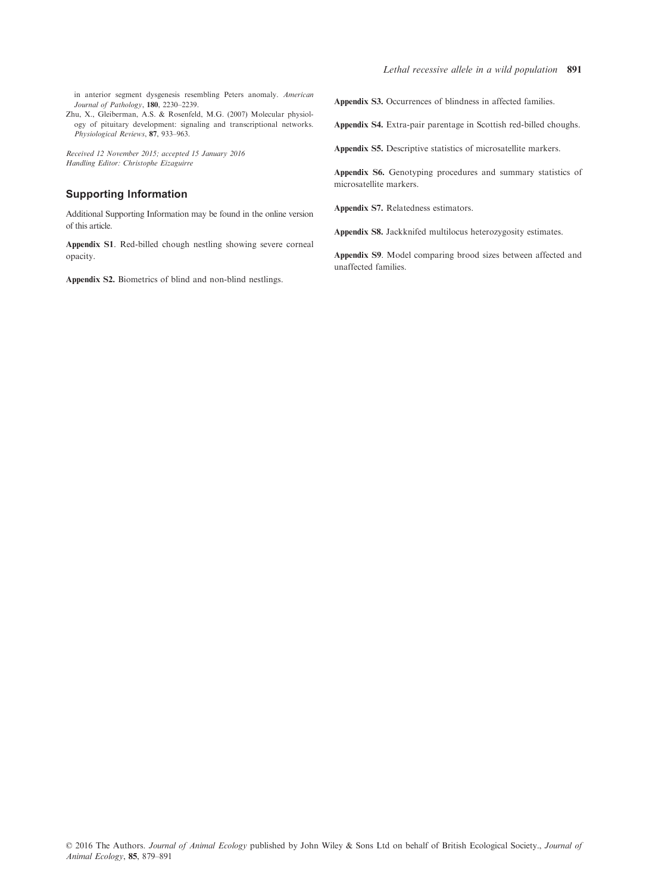in anterior segment dysgenesis resembling Peters anomaly. *American Journal of Pathology*, **180**, 2230–2239.

Zhu, X., Gleiberman, A.S. & Rosenfeld, M.G. (2007) Molecular physiology of pituitary development: signaling and transcriptional networks. *Physiological Reviews*, **87**, 933–963.

*Received 12 November 2015; accepted 15 January 2016*
*Handling Editor: Christophe Eizaguirre*

## Supporting Information

Additional Supporting Information may be found in the online version of this article.

**Appendix S1**. Red-billed chough nestling showing severe corneal opacity.

**Appendix S2.** Biometrics of blind and non-blind nestlings.

**Appendix S3.** Occurrences of blindness in affected families.

**Appendix S4.** Extra-pair parentage in Scottish red-billed choughs.

**Appendix S5.** Descriptive statistics of microsatellite markers.

**Appendix S6.** Genotyping procedures and summary statistics of microsatellite markers.

**Appendix S7.** Relatedness estimators.

**Appendix S8.** Jackknifed multilocus heterozygosity estimates.

**Appendix S9**. Model comparing brood sizes between affected and unaffected families.